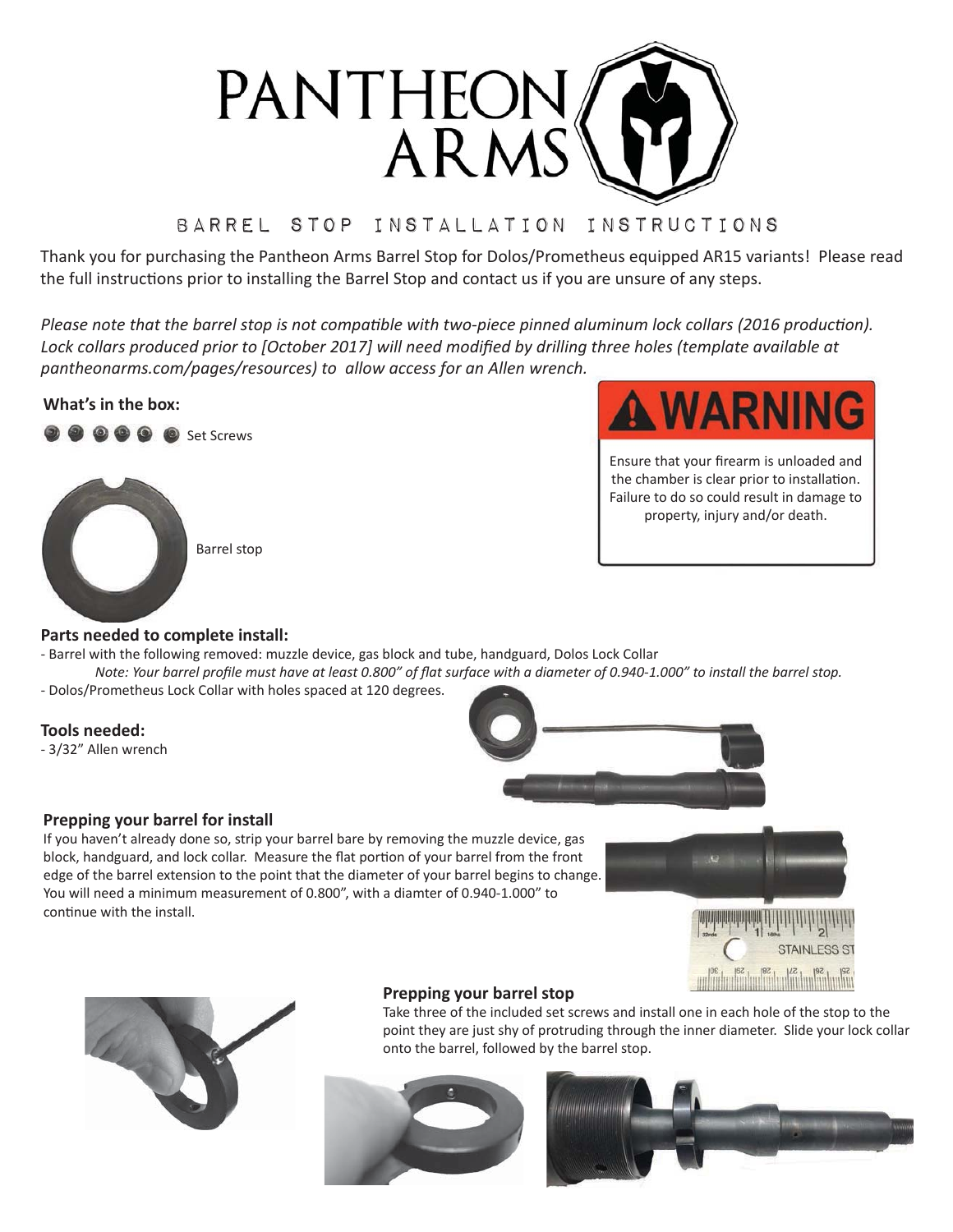# PANTHEON ARMS

## BARREL STOP INSTALLATION INSTRUCTIONS

Thank you for purchasing the Pantheon Arms Barrel Stop for Dolos/Prometheus equipped AR15 variants! Please read the full instructions prior to installing the Barrel Stop and contact us if you are unsure of any steps.

*Please note that the barrel stop is not compatible with two-piece pinned aluminum lock collars (2016 production). Lock collars produced prior to [October 2017] will need modified by drilling three holes (template available at pantheonarms.com/pages/resources) to allow access for an Allen wrench.*

**What's in the box:**

Set Screws

Barrel stop

**⚠ WARNING**

Ensure that your firearm is unloaded and the chamber is clear prior to installation. Failure to do so could result in damage to property, injury and/or death.

### Parts needed to complete install:

- Barrel with the following removed: muzzle device, gas block and tube, handguard, Dolos Lock Collar

    *Note: Your barrel profile must have at least 0.800" of flat surface with a diameter of 0.940-1.000" to install the barrel stop.*

- Dolos/Prometheus Lock Collar with holes spaced at 120 degrees.

### Tools needed:

- 3/32" Allen wrench

### Prepping your barrel for install

If you haven't already done so, strip your barrel bare by removing the muzzle device, gas block, handguard, and lock collar. Measure the flat portion of your barrel from the front edge of the barrel extension to the point that the diameter of your barrel begins to change. You will need a minimum measurement of 0.800", with a diamter of 0.940-1.000" to continue with the install.

### Prepping your barrel stop

Take three of the included set screws and install one in each hole of the stop to the point they are just shy of protruding through the inner diameter. Slide your lock collar onto the barrel, followed by the barrel stop.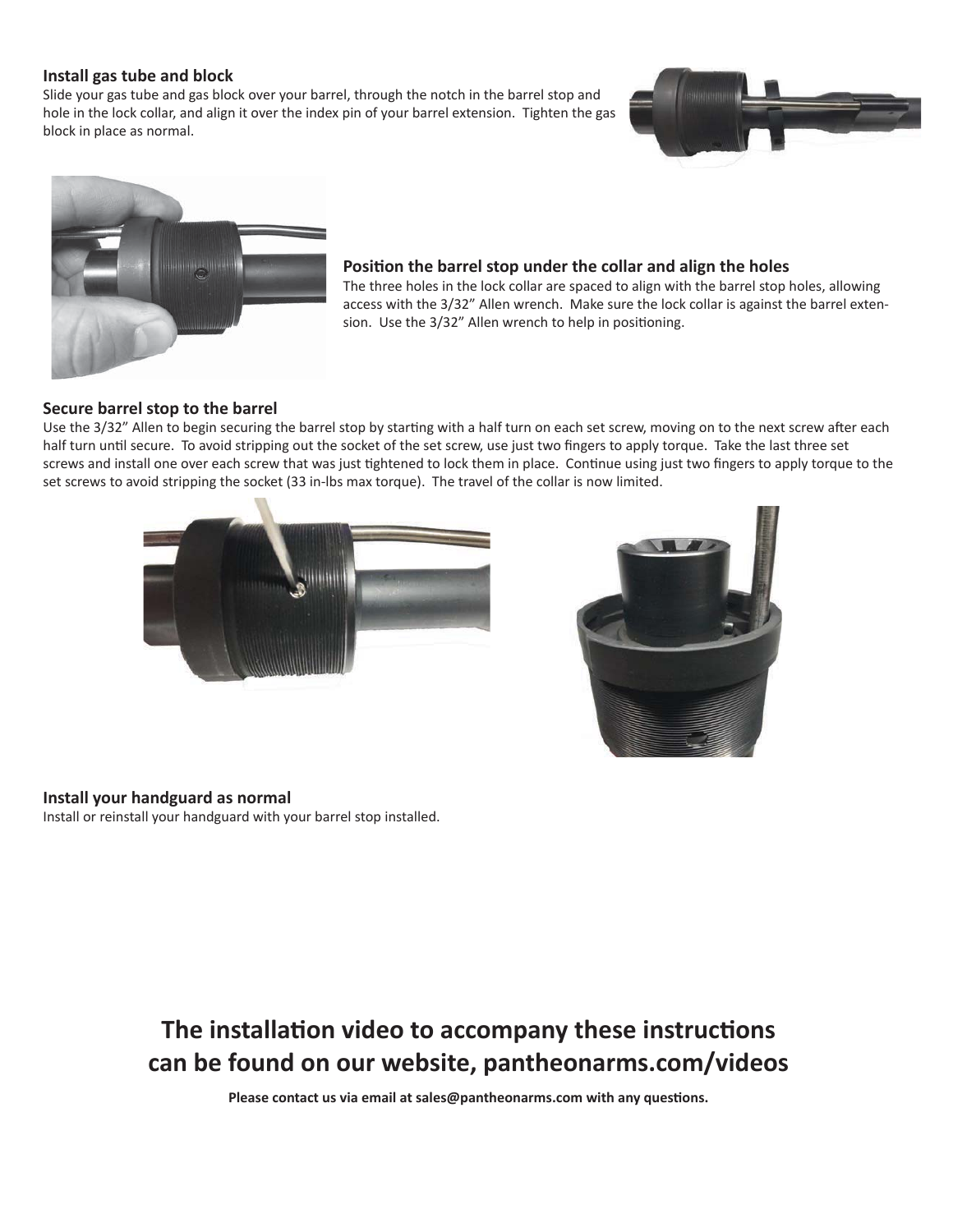### Install gas tube and block

Slide your gas tube and gas block over your barrel, through the notch in the barrel stop and hole in the lock collar, and align it over the index pin of your barrel extension. Tighten the gas block in place as normal.

### Position the barrel stop under the collar and align the holes

The three holes in the lock collar are spaced to align with the barrel stop holes, allowing access with the 3/32" Allen wrench. Make sure the lock collar is against the barrel extension. Use the 3/32" Allen wrench to help in positioning.

### Secure barrel stop to the barrel

Use the 3/32" Allen to begin securing the barrel stop by starting with a half turn on each set screw, moving on to the next screw after each half turn until secure. To avoid stripping out the socket of the set screw, use just two fingers to apply torque. Take the last three set screws and install one over each screw that was just tightened to lock them in place. Continue using just two fingers to apply torque to the set screws to avoid stripping the socket (33 in-lbs max torque). The travel of the collar is now limited.

### Install your handguard as normal

Install or reinstall your handguard with your barrel stop installed.

## The installation video to accompany these instructions can be found on our website, pantheonarms.com/videos

**Please contact us via email at sales@pantheonarms.com with any questions.**